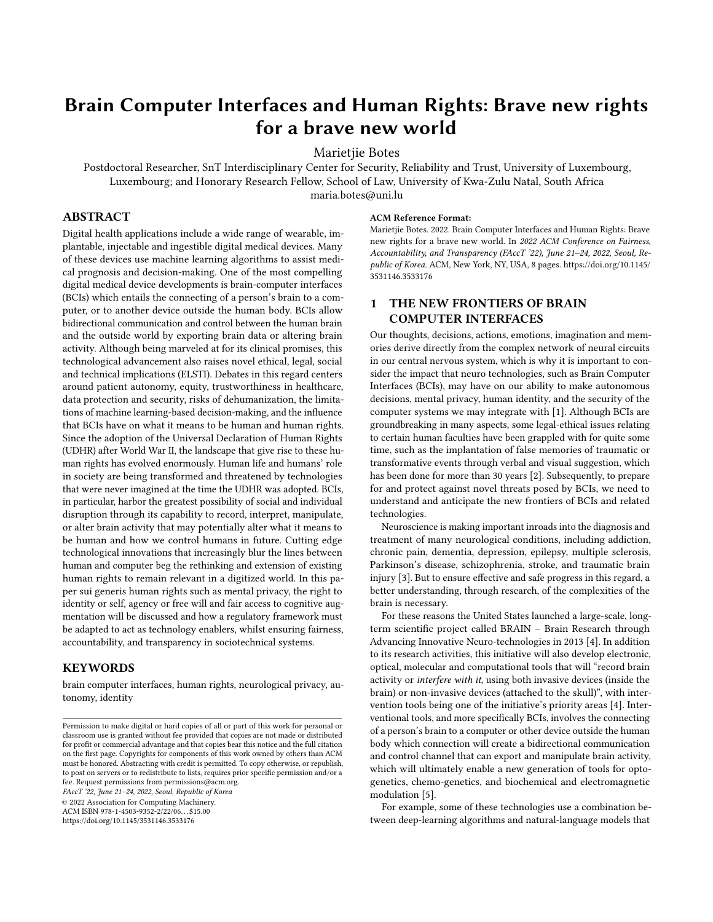# Brain Computer Interfaces and Human Rights: Brave new rights for a brave new world

Marietjie Botes

Postdoctoral Researcher, SnT Interdisciplinary Center for Security, Reliability and Trust, University of Luxembourg, Luxembourg; and Honorary Research Fellow, School of Law, University of Kwa-Zulu Natal, South Africa

maria.botes@uni.lu

## ABSTRACT

Digital health applications include a wide range of wearable, implantable, injectable and ingestible digital medical devices. Many of these devices use machine learning algorithms to assist medical prognosis and decision-making. One of the most compelling digital medical device developments is brain-computer interfaces (BCIs) which entails the connecting of a person's brain to a computer, or to another device outside the human body. BCIs allow bidirectional communication and control between the human brain and the outside world by exporting brain data or altering brain activity. Although being marveled at for its clinical promises, this technological advancement also raises novel ethical, legal, social and technical implications (ELSTI). Debates in this regard centers around patient autonomy, equity, trustworthiness in healthcare, data protection and security, risks of dehumanization, the limitations of machine learning-based decision-making, and the influence that BCIs have on what it means to be human and human rights. Since the adoption of the Universal Declaration of Human Rights (UDHR) after World War II, the landscape that give rise to these human rights has evolved enormously. Human life and humans' role in society are being transformed and threatened by technologies that were never imagined at the time the UDHR was adopted. BCIs, in particular, harbor the greatest possibility of social and individual disruption through its capability to record, interpret, manipulate, or alter brain activity that may potentially alter what it means to be human and how we control humans in future. Cutting edge technological innovations that increasingly blur the lines between human and computer beg the rethinking and extension of existing human rights to remain relevant in a digitized world. In this paper sui generis human rights such as mental privacy, the right to identity or self, agency or free will and fair access to cognitive augmentation will be discussed and how a regulatory framework must be adapted to act as technology enablers, whilst ensuring fairness, accountability, and transparency in sociotechnical systems.

## KEYWORDS

brain computer interfaces, human rights, neurological privacy, autonomy, identity

Permission to make digital or hard copies of all or part of this work for personal or classroom use is granted without fee provided that copies are not made or distributed for profit or commercial advantage and that copies bear this notice and the full citation on the first page. Copyrights for components of this work owned by others than ACM must be honored. Abstracting with credit is permitted. To copy otherwise, or republish, to post on servers or to redistribute to lists, requires prior specific permission and/or a fee. Request permissions from permissions@acm.org.

*FAccT '22, June 21–24, 2022, Seoul, Republic of Korea*

© 2022 Association for Computing Machinery.

ACM ISBN 978-1-4503-9352-2/22/06…$15.00

https://doi.org/10.1145/3531146.3533176

**ACM Reference Format:**

Marietjie Botes. 2022. Brain Computer Interfaces and Human Rights: Brave new rights for a brave new world. In *2022 ACM Conference on Fairness, Accountability, and Transparency (FAccT '22), June 21–24, 2022, Seoul, Republic of Korea.* ACM, New York, NY, USA, 8 pages. https://doi.org/10.1145/3531146.3533176

## 1 THE NEW FRONTIERS OF BRAIN COMPUTER INTERFACES

Our thoughts, decisions, actions, emotions, imagination and memories derive directly from the complex network of neural circuits in our central nervous system, which is why it is important to consider the impact that neuro technologies, such as Brain Computer Interfaces (BCIs), may have on our ability to make autonomous decisions, mental privacy, human identity, and the security of the computer systems we may integrate with [1]. Although BCIs are groundbreaking in many aspects, some legal-ethical issues relating to certain human faculties have been grappled with for quite some time, such as the implantation of false memories of traumatic or transformative events through verbal and visual suggestion, which has been done for more than 30 years [2]. Subsequently, to prepare for and protect against novel threats posed by BCIs, we need to understand and anticipate the new frontiers of BCIs and related technologies.

Neuroscience is making important inroads into the diagnosis and treatment of many neurological conditions, including addiction, chronic pain, dementia, depression, epilepsy, multiple sclerosis, Parkinson's disease, schizophrenia, stroke, and traumatic brain injury [3]. But to ensure effective and safe progress in this regard, a better understanding, through research, of the complexities of the brain is necessary.

For these reasons the United States launched a large-scale, long-term scientific project called BRAIN – Brain Research through Advancing Innovative Neuro-technologies in 2013 [4]. In addition to its research activities, this initiative will also develop electronic, optical, molecular and computational tools that will "record brain activity or *interfere with it*, using both invasive devices (inside the brain) or non-invasive devices (attached to the skull)", with intervention tools being one of the initiative's priority areas [4]. Interventional tools, and more specifically BCIs, involves the connecting of a person's brain to a computer or other device outside the human body which connection will create a bidirectional communication and control channel that can export and manipulate brain activity, which will ultimately enable a new generation of tools for optogenetics, chemo-genetics, and biochemical and electromagnetic modulation [5].

For example, some of these technologies use a combination between deep-learning algorithms and natural-language models that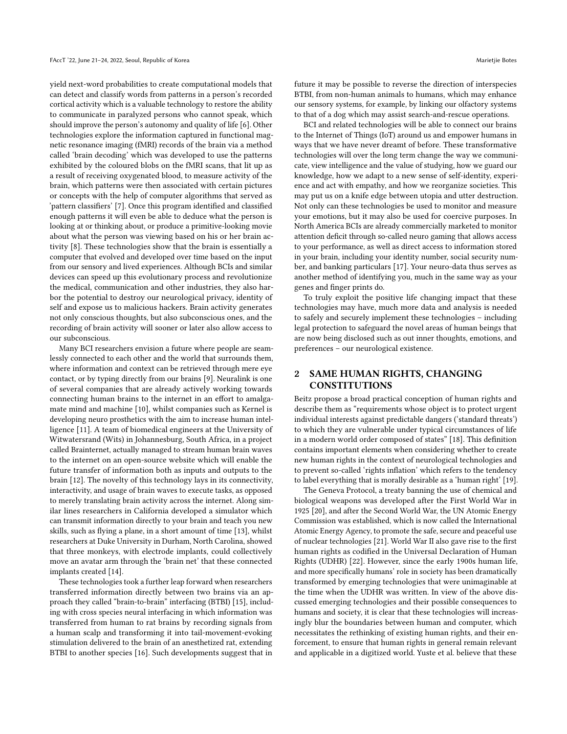yield next-word probabilities to create computational models that can detect and classify words from patterns in a person's recorded cortical activity which is a valuable technology to restore the ability to communicate in paralyzed persons who cannot speak, which should improve the person's autonomy and quality of life [6]. Other technologies explore the information captured in functional magnetic resonance imaging (fMRI) records of the brain via a method called 'brain decoding' which was developed to use the patterns exhibited by the coloured blobs on the fMRI scans, that lit up as a result of receiving oxygenated blood, to measure activity of the brain, which patterns were then associated with certain pictures or concepts with the help of computer algorithms that served as 'pattern classifiers' [7]. Once this program identified and classified enough patterns it will even be able to deduce what the person is looking at or thinking about, or produce a primitive-looking movie about what the person was viewing based on his or her brain activity [8]. These technologies show that the brain is essentially a computer that evolved and developed over time based on the input from our sensory and lived experiences. Although BCIs and similar devices can speed up this evolutionary process and revolutionize the medical, communication and other industries, they also harbor the potential to destroy our neurological privacy, identity of self and expose us to malicious hackers. Brain activity generates not only conscious thoughts, but also subconscious ones, and the recording of brain activity will sooner or later also allow access to our subconscious.

Many BCI researchers envision a future where people are seamlessly connected to each other and the world that surrounds them, where information and context can be retrieved through mere eye contact, or by typing directly from our brains [9]. Neuralink is one of several companies that are already actively working towards connecting human brains to the internet in an effort to amalgamate mind and machine [10], whilst companies such as Kernel is developing neuro prosthetics with the aim to increase human intelligence [11]. A team of biomedical engineers at the University of Witwatersrand (Wits) in Johannesburg, South Africa, in a project called Brainternet, actually managed to stream human brain waves to the internet on an open-source website which will enable the future transfer of information both as inputs and outputs to the brain [12]. The novelty of this technology lays in its connectivity, interactivity, and usage of brain waves to execute tasks, as opposed to merely translating brain activity across the internet. Along similar lines researchers in California developed a simulator which can transmit information directly to your brain and teach you new skills, such as flying a plane, in a short amount of time [13], whilst researchers at Duke University in Durham, North Carolina, showed that three monkeys, with electrode implants, could collectively move an avatar arm through the 'brain net' that these connected implants created [14].

These technologies took a further leap forward when researchers transferred information directly between two brains via an approach they called "brain-to-brain" interfacing (BTBI) [15], including with cross species neural interfacing in which information was transferred from human to rat brains by recording signals from a human scalp and transforming it into tail-movement-evoking stimulation delivered to the brain of an anesthetized rat, extending BTBI to another species [16]. Such developments suggest that in future it may be possible to reverse the direction of interspecies BTBI, from non-human animals to humans, which may enhance our sensory systems, for example, by linking our olfactory systems to that of a dog which may assist search-and-rescue operations.

BCI and related technologies will be able to connect our brains to the Internet of Things (IoT) around us and empower humans in ways that we have never dreamt of before. These transformative technologies will over the long term change the way we communicate, view intelligence and the value of studying, how we guard our knowledge, how we adapt to a new sense of self-identity, experience and act with empathy, and how we reorganize societies. This may put us on a knife edge between utopia and utter destruction. Not only can these technologies be used to monitor and measure your emotions, but it may also be used for coercive purposes. In North America BCIs are already commercially marketed to monitor attention deficit through so-called neuro gaming that allows access to your performance, as well as direct access to information stored in your brain, including your identity number, social security number, and banking particulars [17]. Your neuro-data thus serves as another method of identifying you, much in the same way as your genes and finger prints do.

To truly exploit the positive life changing impact that these technologies may have, much more data and analysis is needed to safely and securely implement these technologies – including legal protection to safeguard the novel areas of human beings that are now being disclosed such as out inner thoughts, emotions, and preferences – our neurological existence.

## 2 SAME HUMAN RIGHTS, CHANGING CONSTITUTIONS

Beitz propose a broad practical conception of human rights and describe them as "requirements whose object is to protect urgent individual interests against predictable dangers ('standard threats') to which they are vulnerable under typical circumstances of life in a modern world order composed of states" [18]. This definition contains important elements when considering whether to create new human rights in the context of neurological technologies and to prevent so-called 'rights inflation' which refers to the tendency to label everything that is morally desirable as a 'human right' [19].

The Geneva Protocol, a treaty banning the use of chemical and biological weapons was developed after the First World War in 1925 [20], and after the Second World War, the UN Atomic Energy Commission was established, which is now called the International Atomic Energy Agency, to promote the safe, secure and peaceful use of nuclear technologies [21]. World War II also gave rise to the first human rights as codified in the Universal Declaration of Human Rights (UDHR) [22]. However, since the early 1900s human life, and more specifically humans' role in society has been dramatically transformed by emerging technologies that were unimaginable at the time when the UDHR was written. In view of the above discussed emerging technologies and their possible consequences to humans and society, it is clear that these technologies will increasingly blur the boundaries between human and computer, which necessitates the rethinking of existing human rights, and their enforcement, to ensure that human rights in general remain relevant and applicable in a digitized world. Yuste et al. believe that these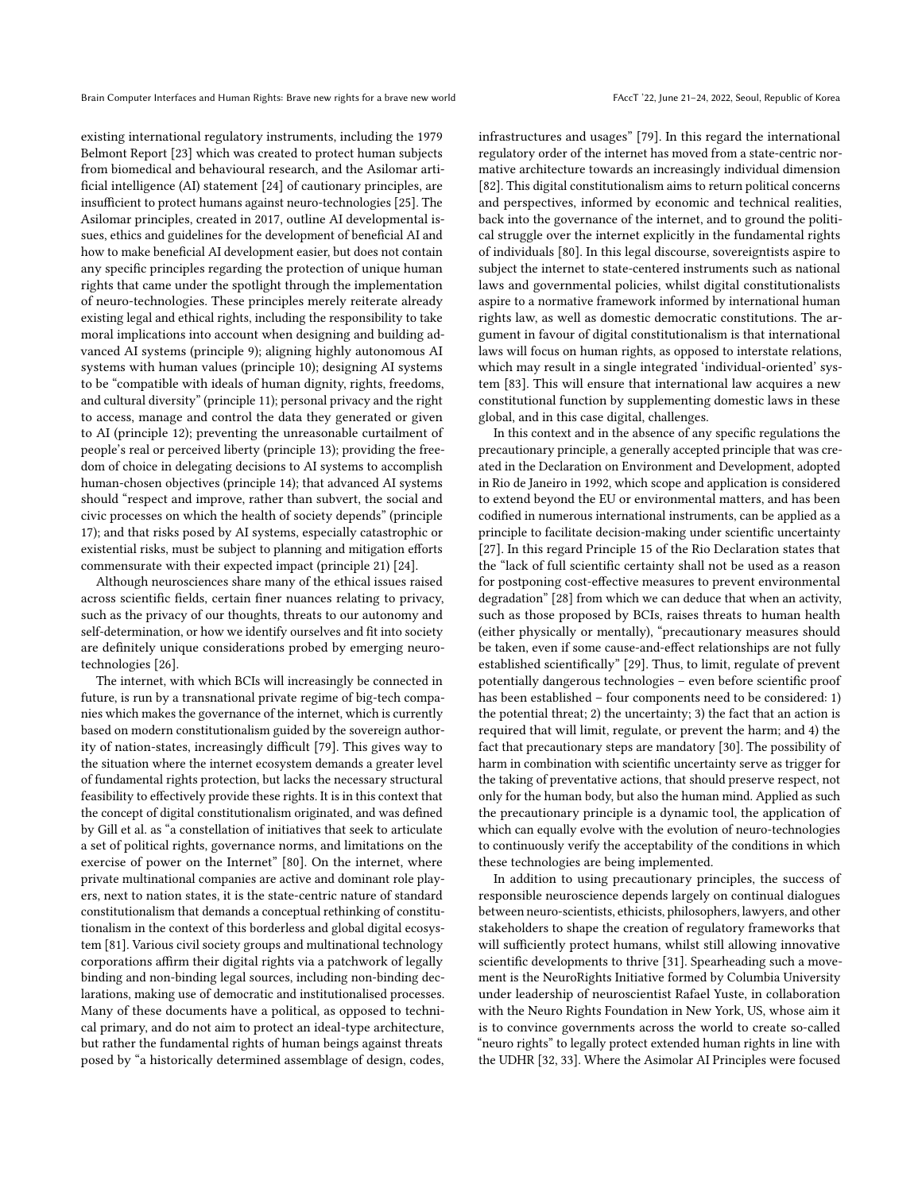existing international regulatory instruments, including the 1979 Belmont Report [23] which was created to protect human subjects from biomedical and behavioural research, and the Asilomar artificial intelligence (AI) statement [24] of cautionary principles, are insufficient to protect humans against neuro-technologies [25]. The Asilomar principles, created in 2017, outline AI developmental issues, ethics and guidelines for the development of beneficial AI and how to make beneficial AI development easier, but does not contain any specific principles regarding the protection of unique human rights that came under the spotlight through the implementation of neuro-technologies. These principles merely reiterate already existing legal and ethical rights, including the responsibility to take moral implications into account when designing and building advanced AI systems (principle 9); aligning highly autonomous AI systems with human values (principle 10); designing AI systems to be "compatible with ideals of human dignity, rights, freedoms, and cultural diversity" (principle 11); personal privacy and the right to access, manage and control the data they generated or given to AI (principle 12); preventing the unreasonable curtailment of people's real or perceived liberty (principle 13); providing the freedom of choice in delegating decisions to AI systems to accomplish human-chosen objectives (principle 14); that advanced AI systems should "respect and improve, rather than subvert, the social and civic processes on which the health of society depends" (principle 17); and that risks posed by AI systems, especially catastrophic or existential risks, must be subject to planning and mitigation efforts commensurate with their expected impact (principle 21) [24].

Although neurosciences share many of the ethical issues raised across scientific fields, certain finer nuances relating to privacy, such as the privacy of our thoughts, threats to our autonomy and self-determination, or how we identify ourselves and fit into society are definitely unique considerations probed by emerging neuro-technologies [26].

The internet, with which BCIs will increasingly be connected in future, is run by a transnational private regime of big-tech companies which makes the governance of the internet, which is currently based on modern constitutionalism guided by the sovereign authority of nation-states, increasingly difficult [79]. This gives way to the situation where the internet ecosystem demands a greater level of fundamental rights protection, but lacks the necessary structural feasibility to effectively provide these rights. It is in this context that the concept of digital constitutionalism originated, and was defined by Gill et al. as "a constellation of initiatives that seek to articulate a set of political rights, governance norms, and limitations on the exercise of power on the Internet" [80]. On the internet, where private multinational companies are active and dominant role players, next to nation states, it is the state-centric nature of standard constitutionalism that demands a conceptual rethinking of constitutionalism in the context of this borderless and global digital ecosystem [81]. Various civil society groups and multinational technology corporations affirm their digital rights via a patchwork of legally binding and non-binding legal sources, including non-binding declarations, making use of democratic and institutionalised processes. Many of these documents have a political, as opposed to technical primary, and do not aim to protect an ideal-type architecture, but rather the fundamental rights of human beings against threats posed by "a historically determined assemblage of design, codes, infrastructures and usages" [79]. In this regard the international regulatory order of the internet has moved from a state-centric normative architecture towards an increasingly individual dimension [82]. This digital constitutionalism aims to return political concerns and perspectives, informed by economic and technical realities, back into the governance of the internet, and to ground the political struggle over the internet explicitly in the fundamental rights of individuals [80]. In this legal discourse, sovereigntists aspire to subject the internet to state-centered instruments such as national laws and governmental policies, whilst digital constitutionalists aspire to a normative framework informed by international human rights law, as well as domestic democratic constitutions. The argument in favour of digital constitutionalism is that international laws will focus on human rights, as opposed to interstate relations, which may result in a single integrated 'individual-oriented' system [83]. This will ensure that international law acquires a new constitutional function by supplementing domestic laws in these global, and in this case digital, challenges.

In this context and in the absence of any specific regulations the precautionary principle, a generally accepted principle that was created in the Declaration on Environment and Development, adopted in Rio de Janeiro in 1992, which scope and application is considered to extend beyond the EU or environmental matters, and has been codified in numerous international instruments, can be applied as a principle to facilitate decision-making under scientific uncertainty [27]. In this regard Principle 15 of the Rio Declaration states that the "lack of full scientific certainty shall not be used as a reason for postponing cost-effective measures to prevent environmental degradation" [28] from which we can deduce that when an activity, such as those proposed by BCIs, raises threats to human health (either physically or mentally), "precautionary measures should be taken, even if some cause-and-effect relationships are not fully established scientifically" [29]. Thus, to limit, regulate of prevent potentially dangerous technologies – even before scientific proof has been established – four components need to be considered: 1) the potential threat; 2) the uncertainty; 3) the fact that an action is required that will limit, regulate, or prevent the harm; and 4) the fact that precautionary steps are mandatory [30]. The possibility of harm in combination with scientific uncertainty serve as trigger for the taking of preventative actions, that should preserve respect, not only for the human body, but also the human mind. Applied as such the precautionary principle is a dynamic tool, the application of which can equally evolve with the evolution of neuro-technologies to continuously verify the acceptability of the conditions in which these technologies are being implemented.

In addition to using precautionary principles, the success of responsible neuroscience depends largely on continual dialogues between neuro-scientists, ethicists, philosophers, lawyers, and other stakeholders to shape the creation of regulatory frameworks that will sufficiently protect humans, whilst still allowing innovative scientific developments to thrive [31]. Spearheading such a movement is the NeuroRights Initiative formed by Columbia University under leadership of neuroscientist Rafael Yuste, in collaboration with the Neuro Rights Foundation in New York, US, whose aim it is to convince governments across the world to create so-called "neuro rights" to legally protect extended human rights in line with the UDHR [32, 33]. Where the Asimolar AI Principles were focused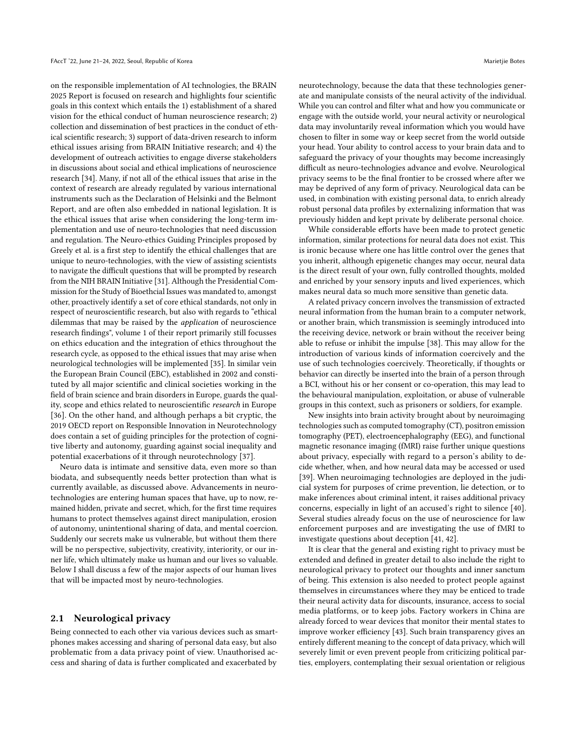on the responsible implementation of AI technologies, the BRAIN 2025 Report is focused on research and highlights four scientific goals in this context which entails the 1) establishment of a shared vision for the ethical conduct of human neuroscience research; 2) collection and dissemination of best practices in the conduct of ethical scientific research; 3) support of data-driven research to inform ethical issues arising from BRAIN Initiative research; and 4) the development of outreach activities to engage diverse stakeholders in discussions about social and ethical implications of neuroscience research [34]. Many, if not all of the ethical issues that arise in the context of research are already regulated by various international instruments such as the Declaration of Helsinki and the Belmont Report, and are often also embedded in national legislation. It is the ethical issues that arise when considering the long-term implementation and use of neuro-technologies that need discussion and regulation. The Neuro-ethics Guiding Principles proposed by Greely et al. is a first step to identify the ethical challenges that are unique to neuro-technologies, with the view of assisting scientists to navigate the difficult questions that will be prompted by research from the NIH BRAIN Initiative [31]. Although the Presidential Commission for the Study of Bioethcial Issues was mandated to, amongst other, proactively identify a set of core ethical standards, not only in respect of neuroscientific research, but also with regards to "ethical dilemmas that may be raised by the *application* of neuroscience research findings", volume 1 of their report primarily still focusses on ethics education and the integration of ethics throughout the research cycle, as opposed to the ethical issues that may arise when neurological technologies will be implemented [35]. In similar vein the European Brain Council (EBC), established in 2002 and constituted by all major scientific and clinical societies working in the field of brain science and brain disorders in Europe, guards the quality, scope and ethics related to neuroscientific *research* in Europe [36]. On the other hand, and although perhaps a bit cryptic, the 2019 OECD report on Responsible Innovation in Neurotechnology does contain a set of guiding principles for the protection of cognitive liberty and autonomy, guarding against social inequality and potential exacerbations of it through neurotechnology [37].

Neuro data is intimate and sensitive data, even more so than biodata, and subsequently needs better protection than what is currently available, as discussed above. Advancements in neurotechnologies are entering human spaces that have, up to now, remained hidden, private and secret, which, for the first time requires humans to protect themselves against direct manipulation, erosion of autonomy, unintentional sharing of data, and mental coercion. Suddenly our secrets make us vulnerable, but without them there will be no perspective, subjectivity, creativity, interiority, or our inner life, which ultimately make us human and our lives so valuable. Below I shall discuss a few of the major aspects of our human lives that will be impacted most by neuro-technologies.

### 2.1 Neurological privacy

Being connected to each other via various devices such as smartphones makes accessing and sharing of personal data easy, but also problematic from a data privacy point of view. Unauthorised access and sharing of data is further complicated and exacerbated by neurotechnology, because the data that these technologies generate and manipulate consists of the neural activity of the individual. While you can control and filter what and how you communicate or engage with the outside world, your neural activity or neurological data may involuntarily reveal information which you would have chosen to filter in some way or keep secret from the world outside your head. Your ability to control access to your brain data and to safeguard the privacy of your thoughts may become increasingly difficult as neuro-technologies advance and evolve. Neurological privacy seems to be the final frontier to be crossed where after we may be deprived of any form of privacy. Neurological data can be used, in combination with existing personal data, to enrich already robust personal data profiles by externalizing information that was previously hidden and kept private by deliberate personal choice.

While considerable efforts have been made to protect genetic information, similar protections for neural data does not exist. This is ironic because where one has little control over the genes that you inherit, although epigenetic changes may occur, neural data is the direct result of your own, fully controlled thoughts, molded and enriched by your sensory inputs and lived experiences, which makes neural data so much more sensitive than genetic data.

A related privacy concern involves the transmission of extracted neural information from the human brain to a computer network, or another brain, which transmission is seemingly introduced into the receiving device, network or brain without the receiver being able to refuse or inhibit the impulse [38]. This may allow for the introduction of various kinds of information coercively and the use of such technologies coercively. Theoretically, if thoughts or behavior can directly be inserted into the brain of a person through a BCI, without his or her consent or co-operation, this may lead to the behavioural manipulation, exploitation, or abuse of vulnerable groups in this context, such as prisoners or soldiers, for example.

New insights into brain activity brought about by neuroimaging technologies such as computed tomography (CT), positron emission tomography (PET), electroencephalography (EEG), and functional magnetic resonance imaging (fMRI) raise further unique questions about privacy, especially with regard to a person's ability to decide whether, when, and how neural data may be accessed or used [39]. When neuroimaging technologies are deployed in the judicial system for purposes of crime prevention, lie detection, or to make inferences about criminal intent, it raises additional privacy concerns, especially in light of an accused's right to silence [40]. Several studies already focus on the use of neuroscience for law enforcement purposes and are investigating the use of fMRI to investigate questions about deception [41, 42].

It is clear that the general and existing right to privacy must be extended and defined in greater detail to also include the right to neurological privacy to protect our thoughts and inner sanctum of being. This extension is also needed to protect people against themselves in circumstances where they may be enticed to trade their neural activity data for discounts, insurance, access to social media platforms, or to keep jobs. Factory workers in China are already forced to wear devices that monitor their mental states to improve worker efficiency [43]. Such brain transparency gives an entirely different meaning to the concept of data privacy, which will severely limit or even prevent people from criticizing political parties, employers, contemplating their sexual orientation or religious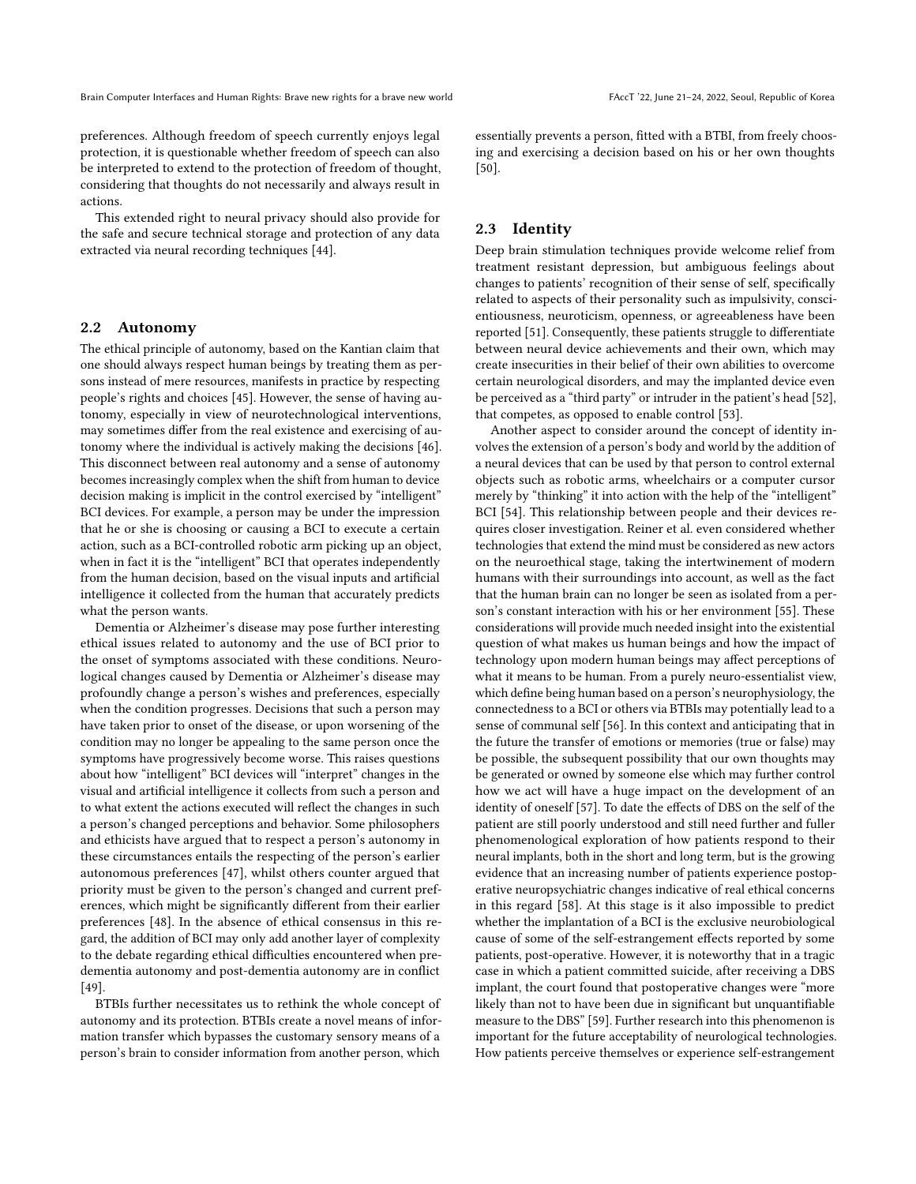preferences. Although freedom of speech currently enjoys legal protection, it is questionable whether freedom of speech can also be interpreted to extend to the protection of freedom of thought, considering that thoughts do not necessarily and always result in actions.

This extended right to neural privacy should also provide for the safe and secure technical storage and protection of any data extracted via neural recording techniques [44].

## 2.2 Autonomy

The ethical principle of autonomy, based on the Kantian claim that one should always respect human beings by treating them as persons instead of mere resources, manifests in practice by respecting people's rights and choices [45]. However, the sense of having autonomy, especially in view of neurotechnological interventions, may sometimes differ from the real existence and exercising of autonomy where the individual is actively making the decisions [46]. This disconnect between real autonomy and a sense of autonomy becomes increasingly complex when the shift from human to device decision making is implicit in the control exercised by "intelligent" BCI devices. For example, a person may be under the impression that he or she is choosing or causing a BCI to execute a certain action, such as a BCI-controlled robotic arm picking up an object, when in fact it is the "intelligent" BCI that operates independently from the human decision, based on the visual inputs and artificial intelligence it collected from the human that accurately predicts what the person wants.

Dementia or Alzheimer's disease may pose further interesting ethical issues related to autonomy and the use of BCI prior to the onset of symptoms associated with these conditions. Neurological changes caused by Dementia or Alzheimer's disease may profoundly change a person's wishes and preferences, especially when the condition progresses. Decisions that such a person may have taken prior to onset of the disease, or upon worsening of the condition may no longer be appealing to the same person once the symptoms have progressively become worse. This raises questions about how "intelligent" BCI devices will "interpret" changes in the visual and artificial intelligence it collects from such a person and to what extent the actions executed will reflect the changes in such a person's changed perceptions and behavior. Some philosophers and ethicists have argued that to respect a person's autonomy in these circumstances entails the respecting of the person's earlier autonomous preferences [47], whilst others counter argued that priority must be given to the person's changed and current preferences, which might be significantly different from their earlier preferences [48]. In the absence of ethical consensus in this regard, the addition of BCI may only add another layer of complexity to the debate regarding ethical difficulties encountered when pre-dementia autonomy and post-dementia autonomy are in conflict [49].

BTBIs further necessitates us to rethink the whole concept of autonomy and its protection. BTBIs create a novel means of information transfer which bypasses the customary sensory means of a person's brain to consider information from another person, which essentially prevents a person, fitted with a BTBI, from freely choosing and exercising a decision based on his or her own thoughts [50].

## 2.3 Identity

Deep brain stimulation techniques provide welcome relief from treatment resistant depression, but ambiguous feelings about changes to patients' recognition of their sense of self, specifically related to aspects of their personality such as impulsivity, conscientiousness, neuroticism, openness, or agreeableness have been reported [51]. Consequently, these patients struggle to differentiate between neural device achievements and their own, which may create insecurities in their belief of their own abilities to overcome certain neurological disorders, and may the implanted device even be perceived as a "third party" or intruder in the patient's head [52], that competes, as opposed to enable control [53].

Another aspect to consider around the concept of identity involves the extension of a person's body and world by the addition of a neural devices that can be used by that person to control external objects such as robotic arms, wheelchairs or a computer cursor merely by "thinking" it into action with the help of the "intelligent" BCI [54]. This relationship between people and their devices requires closer investigation. Reiner et al. even considered whether technologies that extend the mind must be considered as new actors on the neuroethical stage, taking the intertwinement of modern humans with their surroundings into account, as well as the fact that the human brain can no longer be seen as isolated from a person's constant interaction with his or her environment [55]. These considerations will provide much needed insight into the existential question of what makes us human beings and how the impact of technology upon modern human beings may affect perceptions of what it means to be human. From a purely neuro-essentialist view, which define being human based on a person's neurophysiology, the connectedness to a BCI or others via BTBIs may potentially lead to a sense of communal self [56]. In this context and anticipating that in the future the transfer of emotions or memories (true or false) may be possible, the subsequent possibility that our own thoughts may be generated or owned by someone else which may further control how we act will have a huge impact on the development of an identity of oneself [57]. To date the effects of DBS on the self of the patient are still poorly understood and still need further and fuller phenomenological exploration of how patients respond to their neural implants, both in the short and long term, but is the growing evidence that an increasing number of patients experience postoperative neuropsychiatric changes indicative of real ethical concerns in this regard [58]. At this stage is it also impossible to predict whether the implantation of a BCI is the exclusive neurobiological cause of some of the self-estrangement effects reported by some patients, post-operative. However, it is noteworthy that in a tragic case in which a patient committed suicide, after receiving a DBS implant, the court found that postoperative changes were "more likely than not to have been due in significant but unquantifiable measure to the DBS" [59]. Further research into this phenomenon is important for the future acceptability of neurological technologies. How patients perceive themselves or experience self-estrangement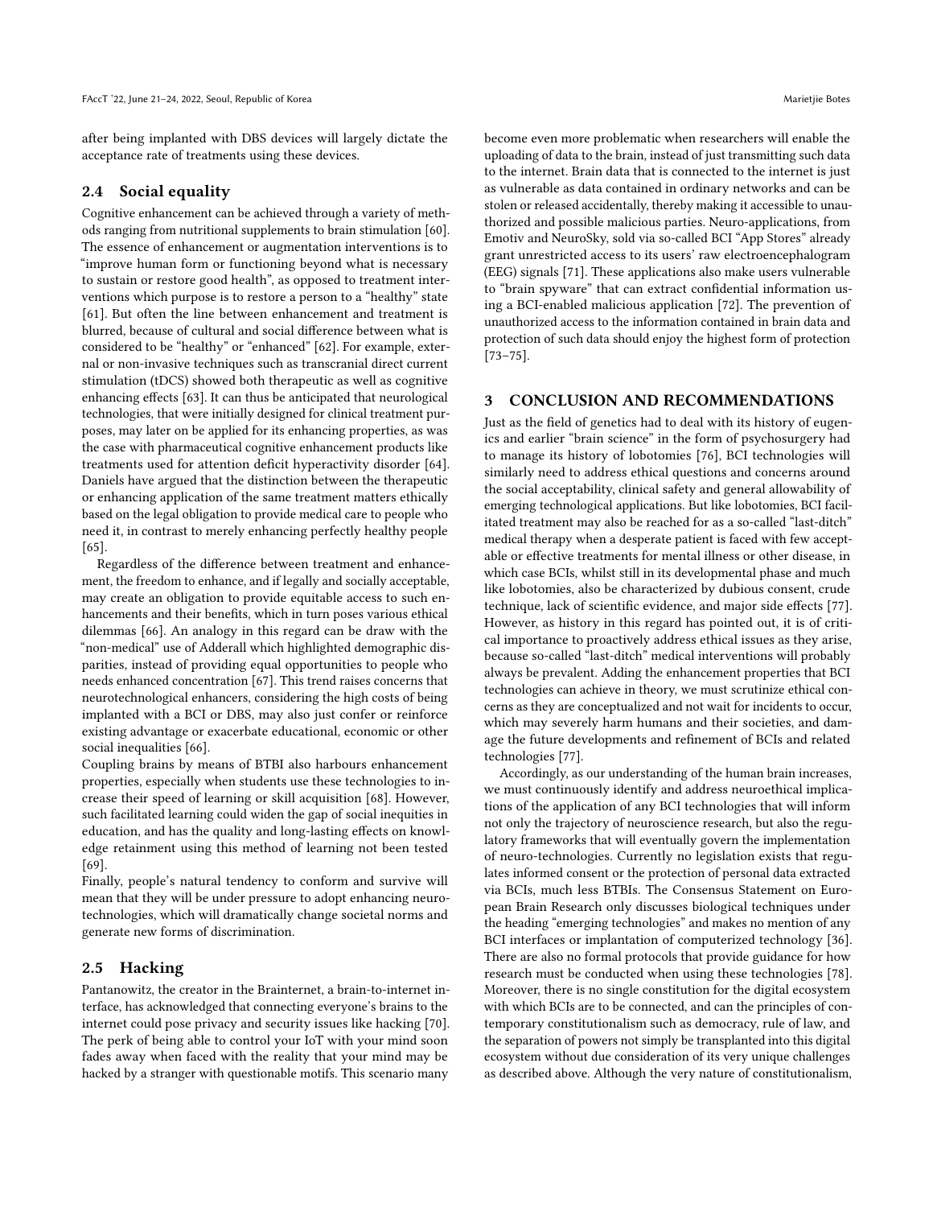after being implanted with DBS devices will largely dictate the acceptance rate of treatments using these devices.

## 2.4 Social equality

Cognitive enhancement can be achieved through a variety of methods ranging from nutritional supplements to brain stimulation [60]. The essence of enhancement or augmentation interventions is to "improve human form or functioning beyond what is necessary to sustain or restore good health", as opposed to treatment interventions which purpose is to restore a person to a "healthy" state [61]. But often the line between enhancement and treatment is blurred, because of cultural and social difference between what is considered to be "healthy" or "enhanced" [62]. For example, external or non-invasive techniques such as transcranial direct current stimulation (tDCS) showed both therapeutic as well as cognitive enhancing effects [63]. It can thus be anticipated that neurological technologies, that were initially designed for clinical treatment purposes, may later on be applied for its enhancing properties, as was the case with pharmaceutical cognitive enhancement products like treatments used for attention deficit hyperactivity disorder [64]. Daniels have argued that the distinction between the therapeutic or enhancing application of the same treatment matters ethically based on the legal obligation to provide medical care to people who need it, in contrast to merely enhancing perfectly healthy people [65].

Regardless of the difference between treatment and enhancement, the freedom to enhance, and if legally and socially acceptable, may create an obligation to provide equitable access to such enhancements and their benefits, which in turn poses various ethical dilemmas [66]. An analogy in this regard can be draw with the "non-medical" use of Adderall which highlighted demographic disparities, instead of providing equal opportunities to people who needs enhanced concentration [67]. This trend raises concerns that neurotechnological enhancers, considering the high costs of being implanted with a BCI or DBS, may also just confer or reinforce existing advantage or exacerbate educational, economic or other social inequalities [66].

Coupling brains by means of BTBI also harbours enhancement properties, especially when students use these technologies to increase their speed of learning or skill acquisition [68]. However, such facilitated learning could widen the gap of social inequities in education, and has the quality and long-lasting effects on knowledge retainment using this method of learning not been tested [69].

Finally, people's natural tendency to conform and survive will mean that they will be under pressure to adopt enhancing neurotechnologies, which will dramatically change societal norms and generate new forms of discrimination.

## 2.5 Hacking

Pantanowitz, the creator in the Brainternet, a brain-to-internet interface, has acknowledged that connecting everyone's brains to the internet could pose privacy and security issues like hacking [70]. The perk of being able to control your IoT with your mind soon fades away when faced with the reality that your mind may be hacked by a stranger with questionable motifs. This scenario many become even more problematic when researchers will enable the uploading of data to the brain, instead of just transmitting such data to the internet. Brain data that is connected to the internet is just as vulnerable as data contained in ordinary networks and can be stolen or released accidentally, thereby making it accessible to unauthorized and possible malicious parties. Neuro-applications, from Emotiv and NeuroSky, sold via so-called BCI "App Stores" already grant unrestricted access to its users' raw electroencephalogram (EEG) signals [71]. These applications also make users vulnerable to "brain spyware" that can extract confidential information using a BCI-enabled malicious application [72]. The prevention of unauthorized access to the information contained in brain data and protection of such data should enjoy the highest form of protection [73–75].

# 3 CONCLUSION AND RECOMMENDATIONS

Just as the field of genetics had to deal with its history of eugenics and earlier "brain science" in the form of psychosurgery had to manage its history of lobotomies [76], BCI technologies will similarly need to address ethical questions and concerns around the social acceptability, clinical safety and general allowability of emerging technological applications. But like lobotomies, BCI facilitated treatment may also be reached for as a so-called "last-ditch" medical therapy when a desperate patient is faced with few acceptable or effective treatments for mental illness or other disease, in which case BCIs, whilst still in its developmental phase and much like lobotomies, also be characterized by dubious consent, crude technique, lack of scientific evidence, and major side effects [77]. However, as history in this regard has pointed out, it is of critical importance to proactively address ethical issues as they arise, because so-called "last-ditch" medical interventions will probably always be prevalent. Adding the enhancement properties that BCI technologies can achieve in theory, we must scrutinize ethical concerns as they are conceptualized and not wait for incidents to occur, which may severely harm humans and their societies, and damage the future developments and refinement of BCIs and related technologies [77].

Accordingly, as our understanding of the human brain increases, we must continuously identify and address neuroethical implications of the application of any BCI technologies that will inform not only the trajectory of neuroscience research, but also the regulatory frameworks that will eventually govern the implementation of neuro-technologies. Currently no legislation exists that regulates informed consent or the protection of personal data extracted via BCIs, much less BTBIs. The Consensus Statement on European Brain Research only discusses biological techniques under the heading "emerging technologies" and makes no mention of any BCI interfaces or implantation of computerized technology [36]. There are also no formal protocols that provide guidance for how research must be conducted when using these technologies [78]. Moreover, there is no single constitution for the digital ecosystem with which BCIs are to be connected, and can the principles of contemporary constitutionalism such as democracy, rule of law, and the separation of powers not simply be transplanted into this digital ecosystem without due consideration of its very unique challenges as described above. Although the very nature of constitutionalism,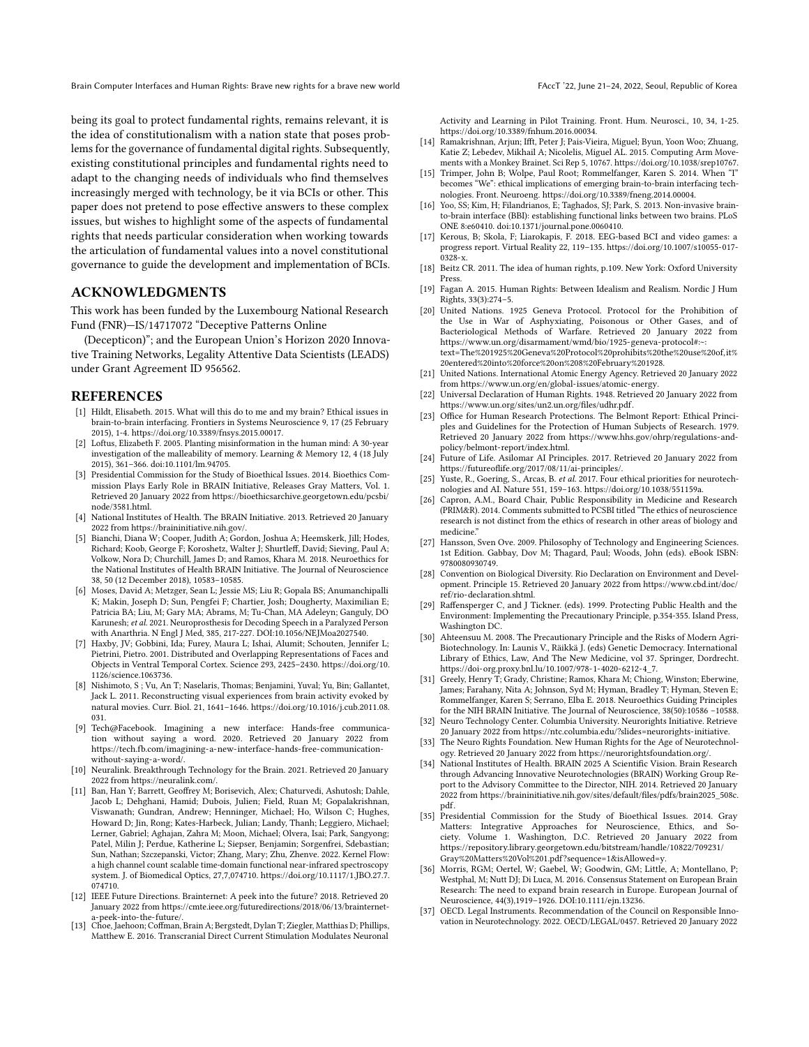being its goal to protect fundamental rights, remains relevant, it is the idea of constitutionalism with a nation state that poses problems for the governance of fundamental digital rights. Subsequently, existing constitutional principles and fundamental rights need to adapt to the changing needs of individuals who find themselves increasingly merged with technology, be it via BCIs or other. This paper does not pretend to pose effective answers to these complex issues, but wishes to highlight some of the aspects of fundamental rights that needs particular consideration when working towards the articulation of fundamental values into a novel constitutional governance to guide the development and implementation of BCIs.

## ACKNOWLEDGMENTS

This work has been funded by the Luxembourg National Research Fund (FNR)—IS/14717072 "Deceptive Patterns Online

(Decepticon)"; and the European Union's Horizon 2020 Innovative Training Networks, Legality Attentive Data Scientists (LEADS) under Grant Agreement ID 956562.

## REFERENCES

- [1] Hildt, Elisabeth. 2015. What will this do to me and my brain? Ethical issues in brain-to-brain interfacing. Frontiers in Systems Neuroscience 9, 17 (25 February 2015), 1-4. https://doi.org/10.3389/fnsys.2015.00017.
- [2] Loftus, Elizabeth F. 2005. Planting misinformation in the human mind: A 30-year investigation of the malleability of memory. Learning & Memory 12, 4 (18 July 2015), 361–366. doi:10.1101/lm.94705.
- [3] Presidential Commission for the Study of Bioethical Issues. 2014. Bioethics Commission Plays Early Role in BRAIN Initiative, Releases Gray Matters, Vol. 1. Retrieved 20 January 2022 from https://bioethicsarchive.georgetown.edu/pcsbi/node/3581.html.
- [4] National Institutes of Health. The BRAIN Initiative. 2013. Retrieved 20 January 2022 from https://braininitiative.nih.gov/.
- [5] Bianchi, Diana W; Cooper, Judith A; Gordon, Joshua A; Heemskerk, Jill; Hodes, Richard; Koob, George F; Koroshetz, Walter J; Shurtleff, David; Sieving, Paul A; Volkow, Nora D; Churchill, James D; and Ramos, Khara M. 2018. Neuroethics for the National Institutes of Health BRAIN Initiative. The Journal of Neuroscience 38, 50 (12 December 2018), 10583–10585.
- [6] Moses, David A; Metzger, Sean L; Jessie MS; Liu R; Gopala BS; Anumanchipalli K; Makin, Joseph D; Sun, Pengfei F; Chartier, Josh; Dougherty, Maximilian E; Patricia BA; Liu, M; Gary MA; Abrams, M; Tu-Chan, MA Adeleyn; Ganguly, DO Karunesh; *et al.* 2021. Neuroprosthesis for Decoding Speech in a Paralyzed Person with Anarthria. N Engl J Med, 385, 217-227. DOI:10.1056/NEJMoa2027540.
- [7] Haxby, JV; Gobbini, Ida; Furey, Maura L; Ishai, Alumit; Schouten, Jennifer L; Pietrini, Pietro. 2001. Distributed and Overlapping Representations of Faces and Objects in Ventral Temporal Cortex. Science 293, 2425–2430. https://doi.org/10.1126/science.1063736.
- [8] Nishimoto, S ; Vu, An T; Naselaris, Thomas; Benjamini, Yuval; Yu, Bin; Gallantet, Jack L. 2011. Reconstructing visual experiences from brain activity evoked by natural movies. Curr. Biol. 21, 1641–1646. https://doi.org/10.1016/j.cub.2011.08.031.
- [9] Tech@Facebook. Imagining a new interface: Hands-free communication without saying a word. 2020. Retrieved 20 January 2022 from https://tech.fb.com/imagining-a-new-interface-hands-free-communication-without-saying-a-word/.
- [10] Neuralink. Breakthrough Technology for the Brain. 2021. Retrieved 20 January 2022 from https://neuralink.com/.
- [11] Ban, Han Y; Barrett, Geoffrey M; Borisevich, Alex; Chaturvedi, Ashutosh; Dahle, Jacob L; Dehghani, Hamid; Dubois, Julien; Field, Ruan M; Gopalakrishnan, Viswanath; Gundran, Andrew; Henninger, Michael; Ho, Wilson C; Hughes, Howard D; Jin, Rong; Kates-Harbeck, Julian; Landy, Thanh; Leggiero, Michael; Lerner, Gabriel; Aghajan, Zahra M; Moon, Michael; Olvera, Isai; Park, Sangyong; Patel, Milin J; Perdue, Katherine L; Siepser, Benjamin; Sorgenfrei, Sdebastian; Sun, Nathan; Szczepanski, Victor; Zhang, Mary; Zhu, Zhenve. 2022. Kernel Flow: a high channel count scalable time-domain functional near-infrared spectroscopy system. J. of Biomedical Optics, 27,7,074710. https://doi.org/10.1117/1.JBO.27.7.074710.
- [12] IEEE Future Directions. Brainternet: A peek into the future? 2018. Retrieved 20 January 2022 from https://cmte.ieee.org/futuredirections/2018/06/13/brainternet-a-peek-into-the-future/.
- [13] Choe, Jaehoon; Coffman, Brain A; Bergstedt, Dylan T; Ziegler, Matthias D; Phillips, Matthew E. 2016. Transcranial Direct Current Stimulation Modulates Neuronal Activity and Learning in Pilot Training. Front. Hum. Neurosci., 10, 34, 1-25. https://doi.org/10.3389/fnhum.2016.00034.
- [14] Ramakrishnan, Arjun; Ifft, Peter J; Pais-Vieira, Miguel; Byun, Yoon Woo; Zhuang, Katie Z; Lebedev, Mikhail A; Nicolelis, Miguel AL. 2015. Computing Arm Movements with a Monkey Brainet. Sci Rep 5, 10767. https://doi.org/10.1038/srep10767.
- [15] Trimper, John B; Wolpe, Paul Root; Rommelfanger, Karen S. 2014. When "I" becomes "We": ethical implications of emerging brain-to-brain interfacing technologies. Front. Neuroeng. https://doi.org/10.3389/fneng.2014.00004.
- [16] Yoo, SS; Kim, H; Filandrianos, E; Taghados, SJ; Park, S. 2013. Non-invasive brain-to-brain interface (BBI): establishing functional links between two brains. PLoS ONE 8:e60410. doi:10.1371/journal.pone.0060410.
- [17] Kerous, B; Skola, F; Liarokapis, F. 2018. EEG-based BCI and video games: a progress report. Virtual Reality 22, 119–135. https://doi.org/10.1007/s10055-017-0328-x.
- [18] Beitz CR. 2011. The idea of human rights, p.109. New York: Oxford University Press.
- [19] Fagan A. 2015. Human Rights: Between Idealism and Realism. Nordic J Hum Rights, 33(3):274–5.
- [20] United Nations. 1925 Geneva Protocol. Protocol for the Prohibition of the Use in War of Asphyxiating, Poisonous or Other Gases, and of Bacteriological Methods of Warfare. Retrieved 20 January 2022 from https://www.un.org/disarmament/wmd/bio/1925-geneva-protocol#:~:text=The%201925%20Geneva%20Protocol%20prohibits%20the%20use%20of,it%20entered%20into%20force%20on%208%20February%201928.
- [21] United Nations. International Atomic Energy Agency. Retrieved 20 January 2022 from https://www.un.org/en/global-issues/atomic-energy.
- [22] Universal Declaration of Human Rights. 1948. Retrieved 20 January 2022 from https://www.un.org/sites/un2.un.org/files/udhr.pdf.
- [23] Office for Human Research Protections. The Belmont Report: Ethical Principles and Guidelines for the Protection of Human Subjects of Research. 1979. Retrieved 20 January 2022 from https://www.hhs.gov/ohrp/regulations-and-policy/belmont-report/index.html.
- [24] Future of Life. Asilomar AI Principles. 2017. Retrieved 20 January 2022 from https://futureoflife.org/2017/08/11/ai-principles/.
- [25] Yuste, R., Goering, S., Arcas, B. *et al.* 2017. Four ethical priorities for neurotechnologies and AI. Nature 551, 159–163. https://doi.org/10.1038/551159a.
- [26] Capron, A.M., Board Chair, Public Responsibility in Medicine and Research (PRIM&R). 2014. Comments submitted to PCSBI titled "The ethics of neuroscience research is not distinct from the ethics of research in other areas of biology and medicine."
- [27] Hansson, Sven Ove. 2009. Philosophy of Technology and Engineering Sciences. 1st Edition. Gabbay, Dov M; Thagard, Paul; Woods, John (eds). eBook ISBN: 9780080930749.
- [28] Convention on Biological Diversity. Rio Declaration on Environment and Development. Principle 15. Retrieved 20 January 2022 from https://www.cbd.int/doc/ref/rio-declaration.shtml.
- [29] Raffensperger C, and J Tickner. (eds). 1999. Protecting Public Health and the Environment: Implementing the Precautionary Principle, p.354-355. Island Press, Washington DC.
- [30] Ahteensuu M. 2008. The Precautionary Principle and the Risks of Modern Agri-Biotechnology. In: Launis V., Räikkä J. (eds) Genetic Democracy. International Library of Ethics, Law, And The New Medicine, vol 37. Springer, Dordrecht. https://doi-org.proxy.bnl.lu/10.1007/978-1-4020-6212-4_7.
- [31] Greely, Henry T; Grady, Christine; Ramos, Khara M; Chiong, Winston; Eberwine, James; Farahany, Nita A; Johnson, Syd M; Hyman, Bradley T; Hyman, Steven E; Rommelfanger, Karen S; Serrano, Elba E. 2018. Neuroethics Guiding Principles for the NIH BRAIN Initiative. The Journal of Neuroscience, 38(50):10586 –10588.
- [32] Neuro Technology Center. Columbia University. Neurorights Initiative. Retrieve 20 January 2022 from https://ntc.columbia.edu/?slides=neurorights-initiative.
- [33] The Neuro Rights Foundation. New Human Rights for the Age of Neurotechnology. Retrieved 20 January 2022 from https://neurorightsfoundation.org/.
- [34] National Institutes of Health. BRAIN 2025 A Scientific Vision. Brain Research through Advancing Innovative Neurotechnologies (BRAIN) Working Group Report to the Advisory Committee to the Director, NIH. 2014. Retrieved 20 January 2022 from https://braininitiative.nih.gov/sites/default/files/pdfs/brain2025_508c.pdf.
- [35] Presidential Commission for the Study of Bioethical Issues. 2014. Gray Matters: Integrative Approaches for Neuroscience, Ethics, and Society. Volume 1. Washington, D.C. Retrieved 20 January 2022 from https://repository.library.georgetown.edu/bitstream/handle/10822/709231/Gray%20Matters%20Vol%201.pdf?sequence=1&isAllowed=y.
- [36] Morris, RGM; Oertel, W; Gaebel, W; Goodwin, GM; Little, A; Montellano, P; Westphal, M; Nutt DJ; Di Luca, M. 2016. Consensus Statement on European Brain Research: The need to expand brain research in Europe. European Journal of Neuroscience, 44(3),1919–1926. DOI:10.1111/ejn.13236.
- [37] OECD. Legal Instruments. Recommendation of the Council on Responsible Innovation in Neurotechnology. 2022. OECD/LEGAL/0457. Retrieved 20 January 2022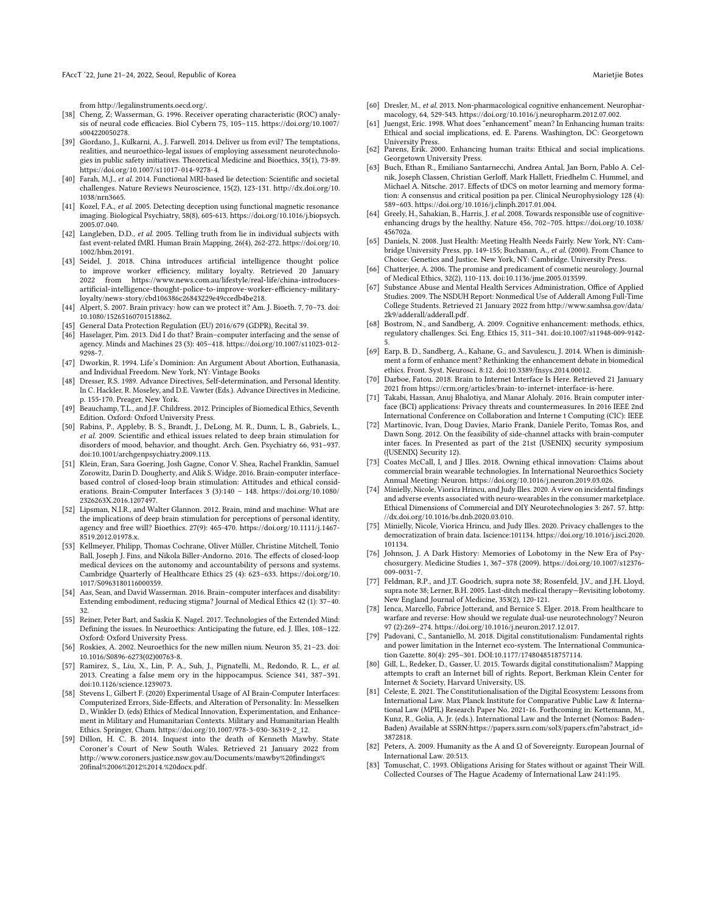from http://legalinstruments.oecd.org/.

- [38] Cheng, Z; Wasserman, G. 1996. Receiver operating characteristic (ROC) analysis of neural code efficacies. Biol Cybern 75, 105–115. https://doi.org/10.1007/s004220050278.
- [39] Giordano, J., Kulkarni, A., J. Farwell. 2014. Deliver us from evil? The temptations, realities, and neuroethico-legal issues of employing assessment neurotechnologies in public safety initiatives. Theoretical Medicine and Bioethics, 35(1), 73-89. https://doi.org/10.1007/s11017-014-9278-4.
- [40] Farah, M.J., *et al.* 2014. Functional MRI-based lie detection: Scientific and societal challenges. Nature Reviews Neuroscience, 15(2), 123-131. http://dx.doi.org/10.1038/nrn3665.
- [41] Kozel, F.A., *et al.* 2005. Detecting deception using functional magnetic resonance imaging. Biological Psychiatry, 58(8), 605-613. https://doi.org/10.1016/j.biopsych.2005.07.040.
- [42] Langleben, D.D., *et al.* 2005. Telling truth from lie in individual subjects with fast event-related fMRI. Human Brain Mapping, 26(4), 262-272. https://doi.org/10.1002/hbm.20191.
- [43] Seidel, J. 2018. China introduces artificial intelligence thought police to improve worker efficiency, military loyalty. Retrieved 20 January 2022 from https://www.news.com.au/lifestyle/real-life/china-introduces-artificial-intelligence-thought-police-to-improve-worker-efficiency-military-loyalty/news-story/cbd106386c26843229e49ccedb4be218.
- [44] Alpert, S. 2007. Brain privacy: how can we protect it? Am. J. Bioeth. 7, 70–73. doi: 10.1080/15265160701518862.
- [45] General Data Protection Regulation (EU) 2016/679 (GDPR), Recital 39.
- [46] Haselager, Pim. 2013. Did I do that? Brain–computer interfacing and the sense of agency. Minds and Machines 23 (3): 405–418. https://doi.org/10.1007/s11023-012-9298-7.
- [47] Dworkin, R. 1994. Life's Dominion: An Argument About Abortion, Euthanasia, and Individual Freedom. New York, NY: Vintage Books
- [48] Dresser, R.S. 1989. Advance Directives, Self-determination, and Personal Identity. In C. Hackler, R. Moseley, and D.E. Vawter (Eds.). Advance Directives in Medicine, p. 155-170. Praeger, New York.
- [49] Beauchamp, T.L., and J.F. Childress. 2012. Principles of Biomedical Ethics, Seventh Edition. Oxford: Oxford University Press.
- [50] Rabins, P., Appleby, B. S., Brandt, J., DeLong, M. R., Dunn, L. B., Gabriels, L., *et al.* 2009. Scientific and ethical issues related to deep brain stimulation for disorders of mood, behavior, and thought. Arch. Gen. Psychiatry 66, 931–937. doi:10.1001/archgenpsychiatry.2009.113.
- [51] Klein, Eran, Sara Goering, Josh Gagne, Conor V. Shea, Rachel Franklin, Samuel Zorowitz, Darin D. Dougherty, and Alik S. Widge. 2016. Brain-computer interface-based control of closed-loop brain stimulation: Attitudes and ethical considerations. Brain-Computer Interfaces 3 (3):140 – 148. https://doi.org/10.1080/2326263X.2016.1207497.
- [52] Lipsman, N.I.R., and Walter Glannon. 2012. Brain, mind and machine: What are the implications of deep brain stimulation for perceptions of personal identity, agency and free will? Bioethics. 27(9): 465-470. https://doi.org/10.1111/j.1467-8519.2012.01978.x.
- [53] Kellmeyer, Philipp, Thomas Cochrane, Oliver Müller, Christine Mitchell, Tonio Ball, Joseph J. Fins, and Nikola Biller-Andorno. 2016. The effects of closed-loop medical devices on the autonomy and accountability of persons and systems. Cambridge Quarterly of Healthcare Ethics 25 (4): 623–633. https://doi.org/10.1017/S0963180116000359.
- [54] Aas, Sean, and David Wasserman. 2016. Brain–computer interfaces and disability: Extending embodiment, reducing stigma? Journal of Medical Ethics 42 (1): 37–40. 32.
- [55] Reiner, Peter Bart, and Saskia K. Nagel. 2017. Technologies of the Extended Mind: Defining the issues. In Neuroethics: Anticipating the future, ed. J. Illes, 108–122. Oxford: Oxford University Press.
- [56] Roskies, A. 2002. Neuroethics for the new millen nium. Neuron 35, 21–23. doi: 10.1016/S0896-6273(02)00763-8.
- [57] Ramirez, S., Liu, X., Lin, P. A., Suh, J., Pignatelli, M., Redondo, R. L., *et al.* 2013. Creating a false mem ory in the hippocampus. Science 341, 387–391. doi:10.1126/science.1239073.
- [58] Stevens I., Gilbert F. (2020) Experimental Usage of AI Brain-Computer Interfaces: Computerized Errors, Side-Effects, and Alteration of Personality. In: Messelken D., Winkler D. (eds) Ethics of Medical Innovation, Experimentation, and Enhancement in Military and Humanitarian Contexts. Military and Humanitarian Health Ethics. Springer, Cham. https://doi.org/10.1007/978-3-030-36319-2_12.
- [59] Dillon, H. C. B. 2014. Inquest into the death of Kenneth Mawby. State Coroner's Court of New South Wales. Retrieved 21 January 2022 from http://www.coroners.justice.nsw.gov.au/Documents/mawby%20findings%20final%2006%2012%2014.%20docx.pdf.
- [60] Dresler, M., *et al.* 2013. Non-pharmacological cognitive enhancement. Neuropharmacology, 64, 529-543. https://doi.org/10.1016/j.neuropharm.2012.07.002.
- [61] Juengst, Eric. 1998. What does "enhancement" mean? In Enhancing human traits: Ethical and social implications, ed. E. Parens. Washington, DC: Georgetown University Press.
- [62] Parens, Erik. 2000. Enhancing human traits: Ethical and social implications. Georgetown University Press.
- [63] Buch, Ethan R., Emiliano Santarnecchi, Andrea Antal, Jan Born, Pablo A. Celnik, Joseph Classen, Christian Gerloff, Mark Hallett, Friedhelm C. Hummel, and Michael A. Nitsche. 2017. Effects of tDCS on motor learning and memory formation: A consensus and critical position pa per. Clinical Neurophysiology 128 (4): 589–603. https://doi.org/10.1016/j.clinph.2017.01.004.
- [64] Greely, H., Sahakian, B., Harris, J. *et al.* 2008. Towards responsible use of cognitive-enhancing drugs by the healthy. Nature 456, 702–705. https://doi.org/10.1038/456702a.
- [65] Daniels, N. 2008. Just Health: Meeting Health Needs Fairly. New York, NY: Cambridge University Press, pp. 149-155; Buchanan, A., *et al.* (2000). From Chance to Choice: Genetics and Justice. New York, NY: Cambridge. University Press.
- [66] Chatterjee, A. 2006. The promise and predicament of cosmetic neurology. Journal of Medical Ethics, 32(2), 110-113. doi:10.1136/jme.2005.013599.
- [67] Substance Abuse and Mental Health Services Administration, Office of Applied Studies. 2009. The NSDUH Report: Nonmedical Use of Adderall Among Full-Time College Students. Retrieved 21 January 2022 from http://www.samhsa.gov/data/2k9/adderall/adderall.pdf.
- [68] Bostrom, N., and Sandberg, A. 2009. Cognitive enhancement: methods, ethics, regulatory challenges. Sci. Eng. Ethics 15, 311–341. doi:10.1007/s11948-009-9142-5.
- [69] Earp, B. D., Sandberg, A., Kahane, G., and Savulescu, J. 2014. When is diminishment a form of enhancement? Rethinking the enhancement debate in biomedical ethics. Front. Syst. Neurosci. 8:12. doi:10.3389/fnsys.2014.00012.
- [70] Darboe, Fatou. 2018. Brain to Internet Interface Is Here. Retrieved 21 January 2021 from https://crm.org/articles/brain-to-internet-interface-is-here.
- [71] Takabi, Hassan, Anuj Bhalotiya, and Manar Alohaly. 2016. Brain computer interface (BCI) applications: Privacy threats and countermeasures. In 2016 IEEE 2nd International Conference on Collaboration and Interne t Computing (CIC): IEEE
- [72] Martinovic, Ivan, Doug Davies, Mario Frank, Daniele Perito, Tomas Ros, and Dawn Song. 2012. On the feasibility of side-channel attacks with brain-computer inter faces. In Presented as part of the 21st {USENIX} security symposium ({USENIX} Security 12).
- [73] Coates McCall, I, and J Illes. 2018. Owning ethical innovation: Claims about commercial brain wearable technologies. In International Neuroethics Society Annual Meeting: Neuron. https://doi.org/10.1016/j.neuron.2019.03.026.
- [74] Minielly, Nicole, Viorica Hrincu, and Judy Illes. 2020. A view on incidental findings and adverse events associated with neuro-wearables in the consumer marketplace. Ethical Dimensions of Commercial and DIY Neurotechnologies 3: 267. 57. http://dx.doi.org/10.1016/bs.dnb.2020.03.010.
- [75] Minielly, Nicole, Viorica Hrincu, and Judy Illes. 2020. Privacy challenges to the democratization of brain data. Iscience:101134. https://doi.org/10.1016/j.isci.2020.101134.
- [76] Johnson, J. A Dark History: Memories of Lobotomy in the New Era of Psychosurgery. Medicine Studies 1, 367–378 (2009). https://doi.org/10.1007/s12376-009-0031-7.
- [77] Feldman, R.P., and J.T. Goodrich, supra note 38; Rosenfeld, J.V., and J.H. Lloyd, supra note 38; Lerner, B.H. 2005. Last-ditch medical therapy—Revisiting lobotomy. New England Journal of Medicine, 353(2), 120-121.
- [78] Ienca, Marcello, Fabrice Jotterand, and Bernice S. Elger. 2018. From healthcare to warfare and reverse: How should we regulate dual-use neurotechnology? Neuron 97 (2):269–274. https://doi.org/10.1016/j.neuron.2017.12.017.
- [79] Padovani, C., Santaniello, M. 2018. Digital constitutionalism: Fundamental rights and power limitation in the Internet eco-system. The International Communication Gazette. 80(4): 295–301. DOI:10.1177/1748048518757114.
- [80] Gill, L., Redeker, D., Gasser, U. 2015. Towards digital constitutionalism? Mapping attempts to craft an Internet bill of rights. Report, Berkman Klein Center for Internet & Society, Harvard University, US.
- [81] Celeste, E. 2021. The Constitutionalisation of the Digital Ecosystem: Lessons from International Law. Max Planck Institute for Comparative Public Law & International Law (MPIL) Research Paper No. 2021-16. Forthcoming in: Kettemann, M., Kunz, R., Golia, A. Jr. (eds.). International Law and the Internet (Nomos: Baden-Baden) Available at SSRN:https://papers.ssrn.com/sol3/papers.cfm?abstract_id=3872818.
- [82] Peters, A. 2009. Humanity as the A and Ω of Sovereignty. European Journal of International Law. 20:513.
- [83] Tomuschat, C. 1993. Obligations Arising for States without or against Their Will. Collected Courses of The Hague Academy of International Law 241:195.